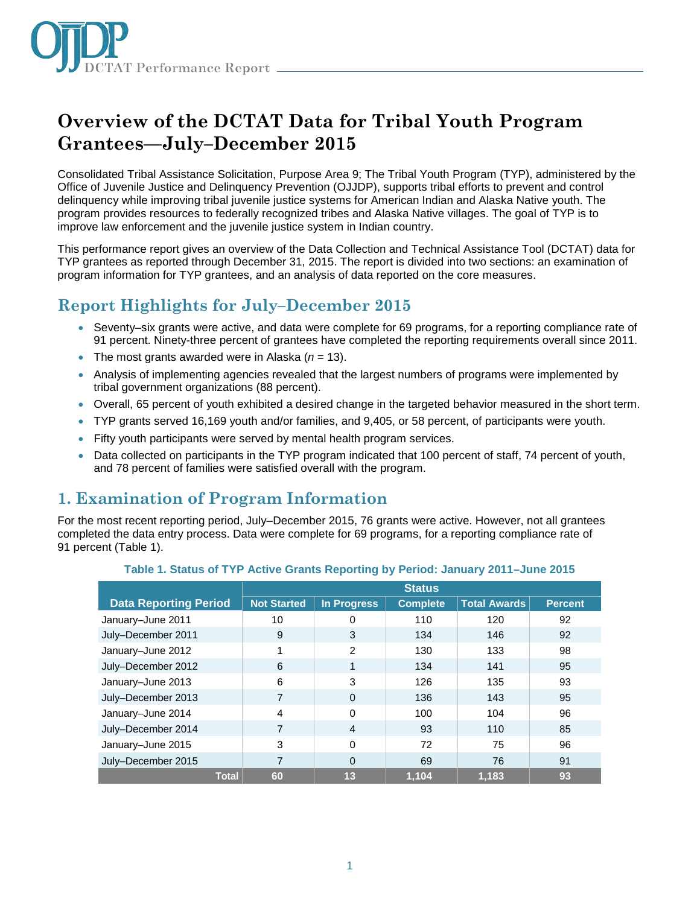# Overview of the DCTAT Data for Tribal Youth Program Grantees—July–December 2015

Consolidated Tribal Assistance Solicitation, Purpose Area 9; The Tribal Youth Program (TYP), administered by the Office of Juvenile Justice and Delinquency Prevention (OJJDP), supports tribal efforts to prevent and control delinquency while improving tribal juvenile justice systems for American Indian and Alaska Native youth. The program provides resources to federally recognized tribes and Alaska Native villages. The goal of TYP is to improve law enforcement and the juvenile justice system in Indian country.

This performance report gives an overview of the Data Collection and Technical Assistance Tool (DCTAT) data for TYP grantees as reported through December 31, 2015. The report is divided into two sections: an examination of program information for TYP grantees, and an analysis of data reported on the core measures.

## Report Highlights for July–December 2015

- Seventy–six grants were active, and data were complete for 69 programs, for a reporting compliance rate of 91 percent. Ninety-three percent of grantees have completed the reporting requirements overall since 2011.
- The most grants awarded were in Alaska (*n* = 13).
- Analysis of implementing agencies revealed that the largest numbers of programs were implemented by tribal government organizations (88 percent).
- Overall, 65 percent of youth exhibited a desired change in the targeted behavior measured in the short term.
- TYP grants served 16,169 youth and/or families, and 9,405, or 58 percent, of participants were youth.
- Fifty youth participants were served by mental health program services.
- Data collected on participants in the TYP program indicated that 100 percent of staff, 74 percent of youth, and 78 percent of families were satisfied overall with the program.

## 1. Examination of Program Information

For the most recent reporting period, July–December 2015, 76 grants were active. However, not all grantees completed the data entry process. Data were complete for 69 programs, for a reporting compliance rate of 91 percent (Table 1).

**Table 1. Status of TYP Active Grants Reporting by Period: January 2011–June 2015**

| Data Reporting Period | Status | | | | |
|---|---|---|---|---|---|
| | Not Started | In Progress | Complete | Total Awards | Percent |
| January–June 2011 | 10 | 0 | 110 | 120 | 92 |
| July–December 2011 | 9 | 3 | 134 | 146 | 92 |
| January–June 2012 | 1 | 2 | 130 | 133 | 98 |
| July–December 2012 | 6 | 1 | 134 | 141 | 95 |
| January–June 2013 | 6 | 3 | 126 | 135 | 93 |
| July–December 2013 | 7 | 0 | 136 | 143 | 95 |
| January–June 2014 | 4 | 0 | 100 | 104 | 96 |
| July–December 2014 | 7 | 4 | 93 | 110 | 85 |
| January–June 2015 | 3 | 0 | 72 | 75 | 96 |
| July–December 2015 | 7 | 0 | 69 | 76 | 91 |
| **Total** | **60** | **13** | **1,104** | **1,183** | **93** |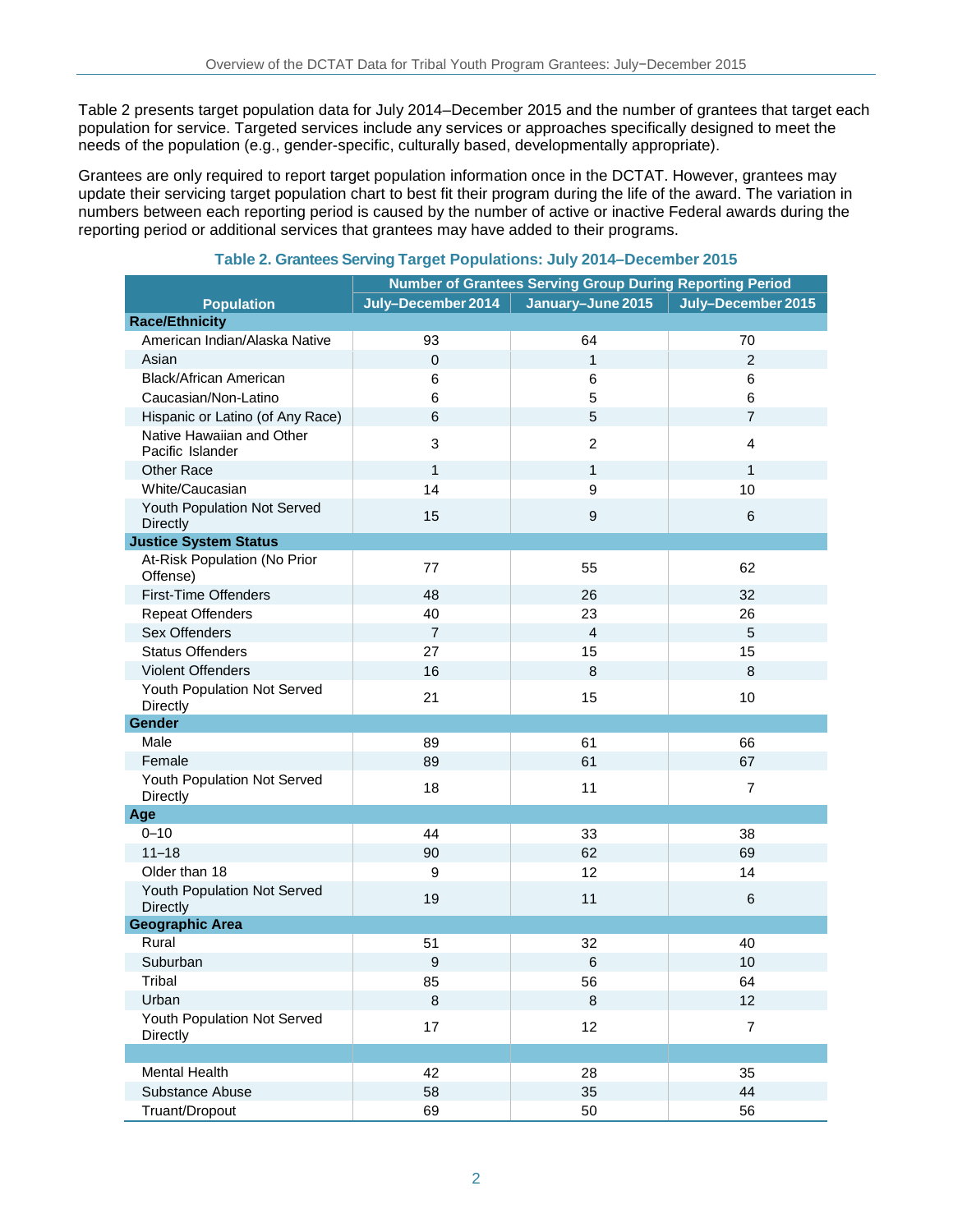Table 2 presents target population data for July 2014–December 2015 and the number of grantees that target each population for service. Targeted services include any services or approaches specifically designed to meet the needs of the population (e.g., gender-specific, culturally based, developmentally appropriate).

Grantees are only required to report target population information once in the DCTAT. However, grantees may update their servicing target population chart to best fit their program during the life of the award. The variation in numbers between each reporting period is caused by the number of active or inactive Federal awards during the reporting period or additional services that grantees may have added to their programs.

**Table 2. Grantees Serving Target Populations: July 2014–December 2015**

| Population | Number of Grantees Serving Group During Reporting Period | | |
|---|---|---|---|
| | July–December 2014 | January–June 2015 | July–December 2015 |
| **Race/Ethnicity** | | | |
| American Indian/Alaska Native | 93 | 64 | 70 |
| Asian | 0 | 1 | 2 |
| Black/African American | 6 | 6 | 6 |
| Caucasian/Non-Latino | 6 | 5 | 6 |
| Hispanic or Latino (of Any Race) | 6 | 5 | 7 |
| Native Hawaiian and Other Pacific Islander | 3 | 2 | 4 |
| Other Race | 1 | 1 | 1 |
| White/Caucasian | 14 | 9 | 10 |
| Youth Population Not Served Directly | 15 | 9 | 6 |
| **Justice System Status** | | | |
| At-Risk Population (No Prior Offense) | 77 | 55 | 62 |
| First-Time Offenders | 48 | 26 | 32 |
| Repeat Offenders | 40 | 23 | 26 |
| Sex Offenders | 7 | 4 | 5 |
| Status Offenders | 27 | 15 | 15 |
| Violent Offenders | 16 | 8 | 8 |
| Youth Population Not Served Directly | 21 | 15 | 10 |
| **Gender** | | | |
| Male | 89 | 61 | 66 |
| Female | 89 | 61 | 67 |
| Youth Population Not Served Directly | 18 | 11 | 7 |
| **Age** | | | |
| 0–10 | 44 | 33 | 38 |
| 11–18 | 90 | 62 | 69 |
| Older than 18 | 9 | 12 | 14 |
| Youth Population Not Served Directly | 19 | 11 | 6 |
| **Geographic Area** | | | |
| Rural | 51 | 32 | 40 |
| Suburban | 9 | 6 | 10 |
| Tribal | 85 | 56 | 64 |
| Urban | 8 | 8 | 12 |
| Youth Population Not Served Directly | 17 | 12 | 7 |
| | | | |
| Mental Health | 42 | 28 | 35 |
| Substance Abuse | 58 | 35 | 44 |
| Truant/Dropout | 69 | 50 | 56 |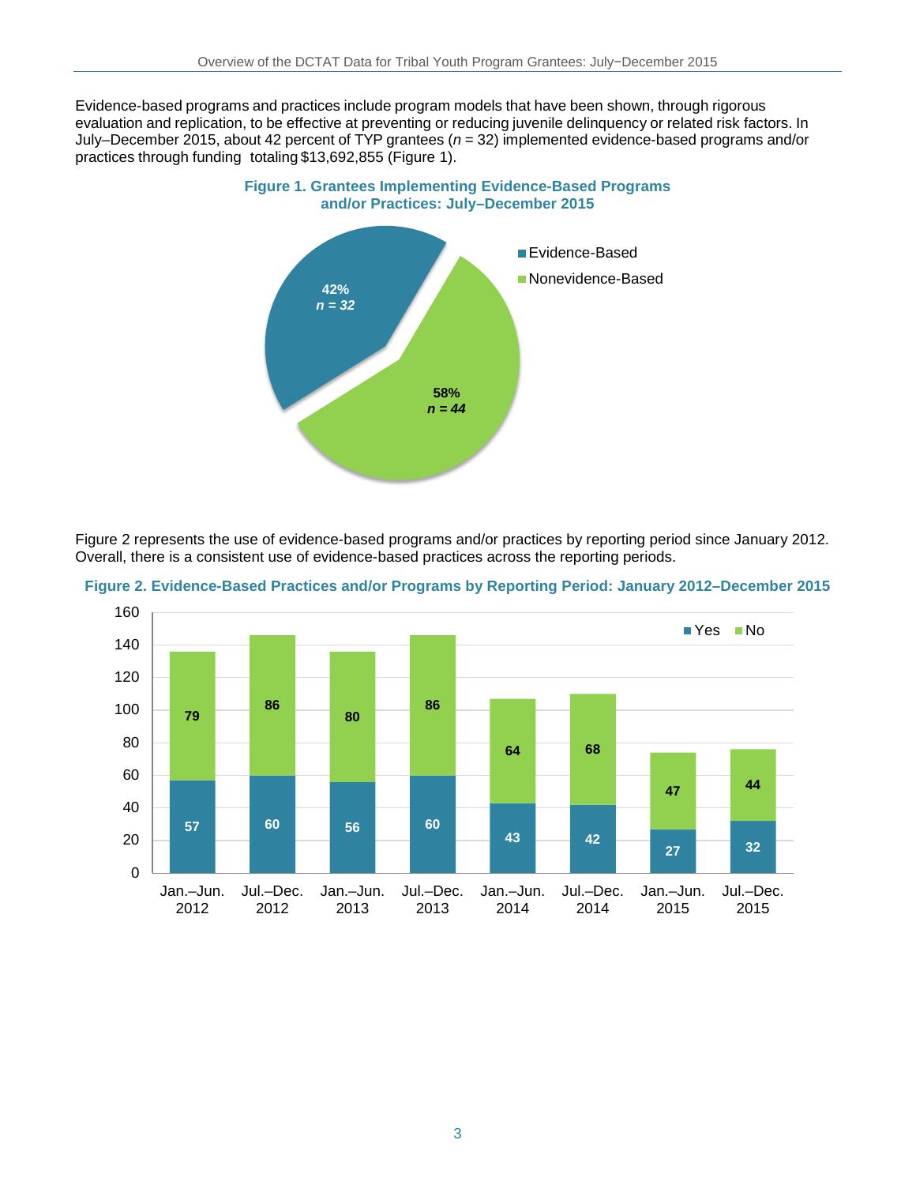Evidence-based programs and practices include program models that have been shown, through rigorous evaluation and replication, to be effective at preventing or reducing juvenile delinquency or related risk factors. In July–December 2015, about 42 percent of TYP grantees ($n$ = 32) implemented evidence-based programs and/or practices through funding totaling $13,692,855 (Figure 1).

**Figure 1. Grantees Implementing Evidence-Based Programs and/or Practices: July–December 2015**

| Category | Percent | n |
|---|---|---|
| Evidence-Based | 42% | 32 |
| Nonevidence-Based | 58% | 44 |

Figure 2 represents the use of evidence-based programs and/or practices by reporting period since January 2012. Overall, there is a consistent use of evidence-based practices across the reporting periods.

**Figure 2. Evidence-Based Practices and/or Programs by Reporting Period: January 2012–December 2015**

| Reporting Period | Yes | No |
|---|---|---|
| Jan.–Jun. 2012 | 57 | 79 |
| Jul.–Dec. 2012 | 60 | 86 |
| Jan.–Jun. 2013 | 56 | 80 |
| Jul.–Dec. 2013 | 60 | 86 |
| Jan.–Jun. 2014 | 43 | 64 |
| Jul.–Dec. 2014 | 42 | 68 |
| Jan.–Jun. 2015 | 27 | 47 |
| Jul.–Dec. 2015 | 32 | 44 |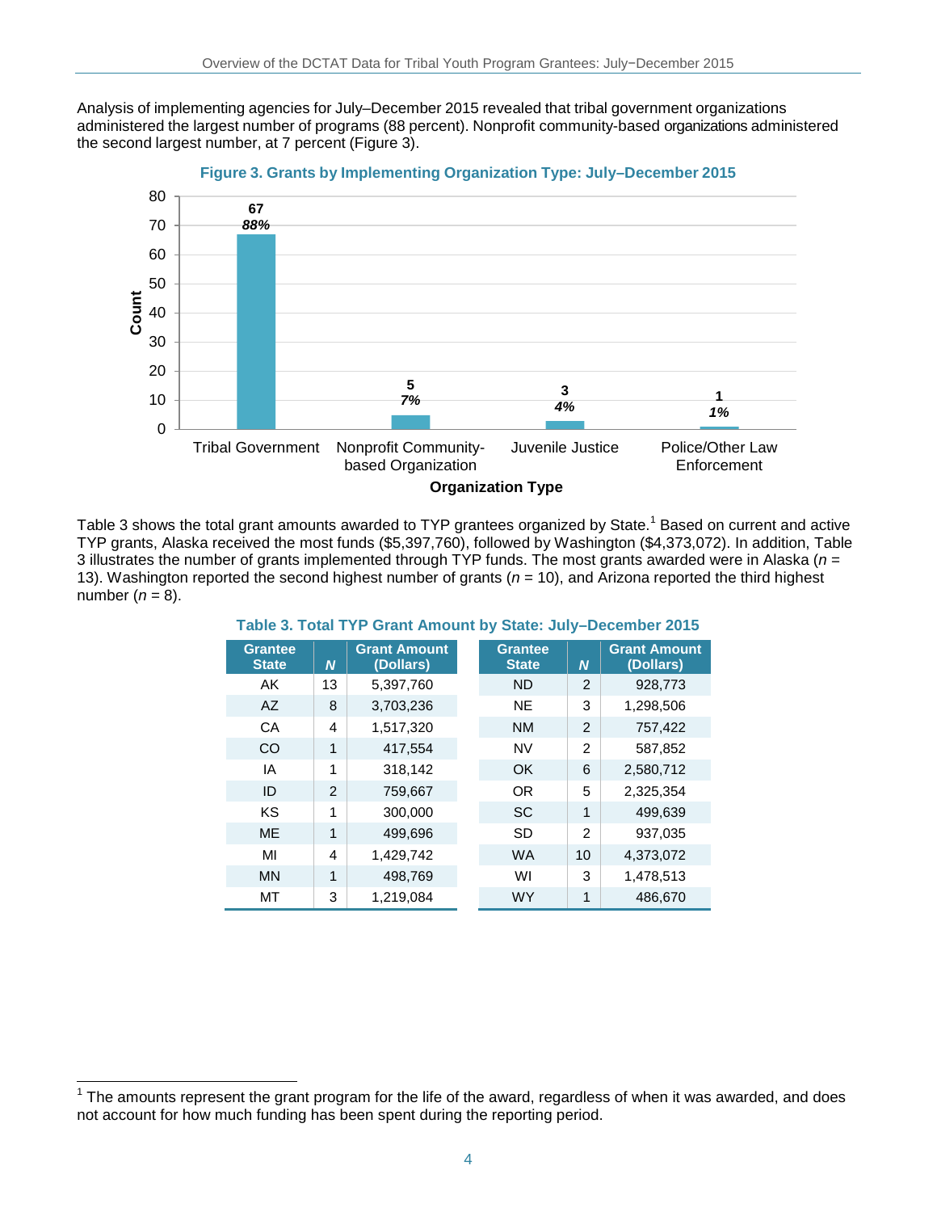Analysis of implementing agencies for July–December 2015 revealed that tribal government organizations administered the largest number of programs (88 percent). Nonprofit community-based organizations administered the second largest number, at 7 percent (Figure 3).

**Figure 3. Grants by Implementing Organization Type: July–December 2015**

| Organization Type | Count | Percent |
|---|---|---|
| Tribal Government | 67 | 88% |
| Nonprofit Community-based Organization | 5 | 7% |
| Juvenile Justice | 3 | 4% |
| Police/Other Law Enforcement | 1 | 1% |

Table 3 shows the total grant amounts awarded to TYP grantees organized by State.[1] Based on current and active TYP grants, Alaska received the most funds ($5,397,760), followed by Washington ($4,373,072). In addition, Table 3 illustrates the number of grants implemented through TYP funds. The most grants awarded were in Alaska (*n* = 13). Washington reported the second highest number of grants (*n* = 10), and Arizona reported the third highest number (*n* = 8).

**Table 3. Total TYP Grant Amount by State: July–December 2015**

| Grantee State | *N* | Grant Amount (Dollars) | Grantee State | *N* | Grant Amount (Dollars) |
|---|---|---|---|---|---|
| AK | 13 | 5,397,760 | ND | 2 | 928,773 |
| AZ | 8 | 3,703,236 | NE | 3 | 1,298,506 |
| CA | 4 | 1,517,320 | NM | 2 | 757,422 |
| CO | 1 | 417,554 | NV | 2 | 587,852 |
| IA | 1 | 318,142 | OK | 6 | 2,580,712 |
| ID | 2 | 759,667 | OR | 5 | 2,325,354 |
| KS | 1 | 300,000 | SC | 1 | 499,639 |
| ME | 1 | 499,696 | SD | 2 | 937,035 |
| MI | 4 | 1,429,742 | WA | 10 | 4,373,072 |
| MN | 1 | 498,769 | WI | 3 | 1,478,513 |
| MT | 3 | 1,219,084 | WY | 1 | 486,670 |

[1] The amounts represent the grant program for the life of the award, regardless of when it was awarded, and does not account for how much funding has been spent during the reporting period.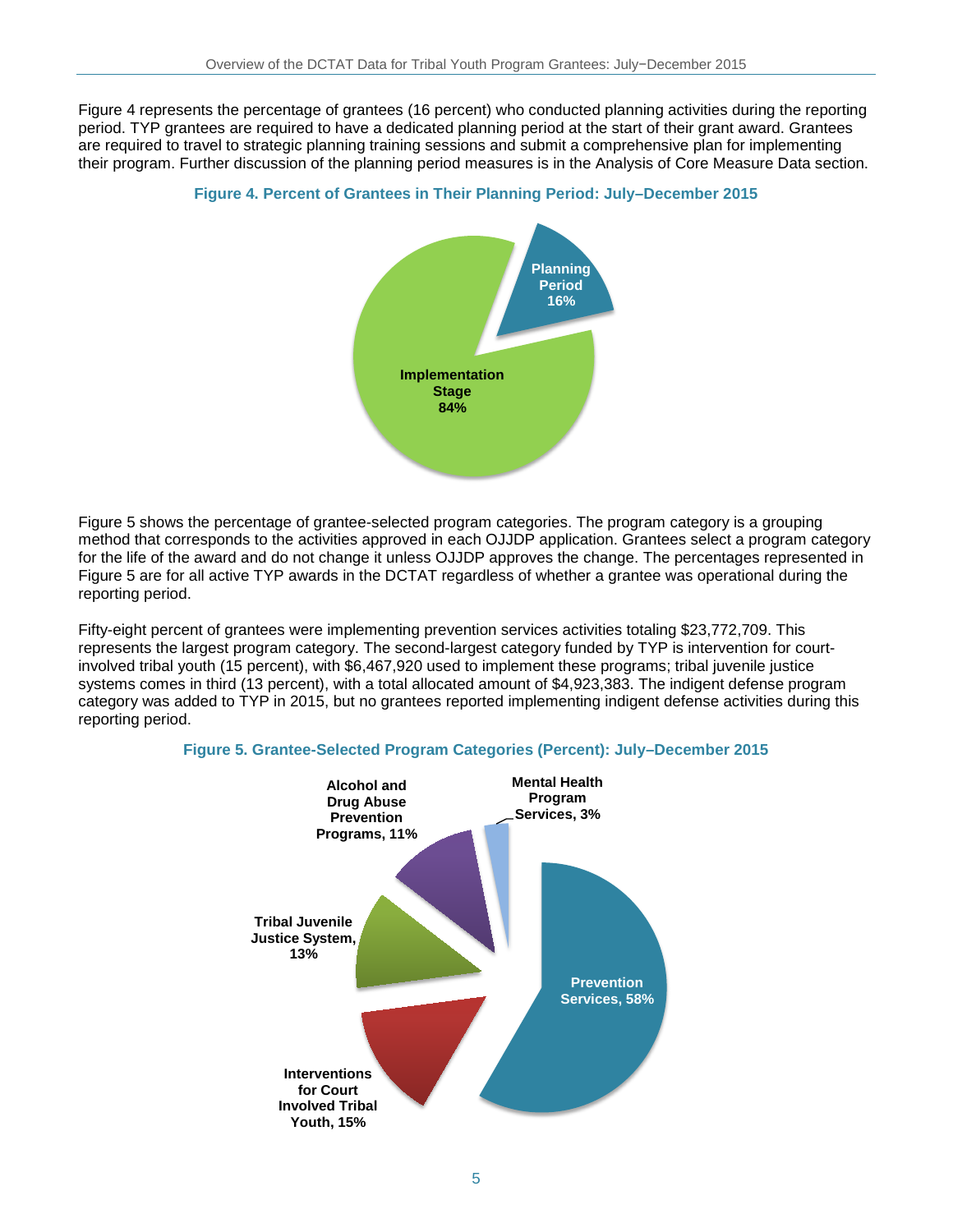Figure 4 represents the percentage of grantees (16 percent) who conducted planning activities during the reporting period. TYP grantees are required to have a dedicated planning period at the start of their grant award. Grantees are required to travel to strategic planning training sessions and submit a comprehensive plan for implementing their program. Further discussion of the planning period measures is in the Analysis of Core Measure Data section.

**Figure 4. Percent of Grantees in Their Planning Period: July–December 2015**

Planning Period 16%

Implementation Stage 84%

Figure 5 shows the percentage of grantee-selected program categories. The program category is a grouping method that corresponds to the activities approved in each OJJDP application. Grantees select a program category for the life of the award and do not change it unless OJJDP approves the change. The percentages represented in Figure 5 are for all active TYP awards in the DCTAT regardless of whether a grantee was operational during the reporting period.

Fifty-eight percent of grantees were implementing prevention services activities totaling $23,772,709. This represents the largest program category. The second-largest category funded by TYP is intervention for court-involved tribal youth (15 percent), with $6,467,920 used to implement these programs; tribal juvenile justice systems comes in third (13 percent), with a total allocated amount of $4,923,383. The indigent defense program category was added to TYP in 2015, but no grantees reported implementing indigent defense activities during this reporting period.

**Figure 5. Grantee-Selected Program Categories (Percent): July–December 2015**

Prevention Services, 58%

Interventions for Court Involved Tribal Youth, 15%

Tribal Juvenile Justice System, 13%

Alcohol and Drug Abuse Prevention Programs, 11%

Mental Health Program Services, 3%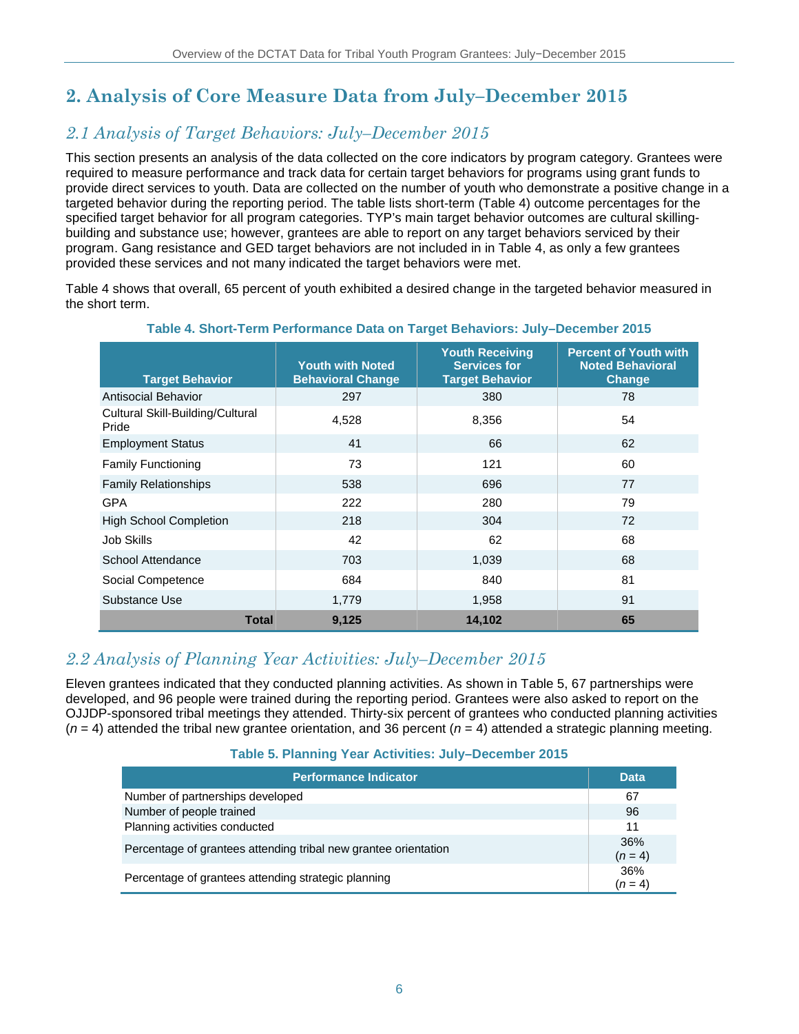## 2. Analysis of Core Measure Data from July–December 2015

### 2.1 Analysis of Target Behaviors: July–December 2015

This section presents an analysis of the data collected on the core indicators by program category. Grantees were required to measure performance and track data for certain target behaviors for programs using grant funds to provide direct services to youth. Data are collected on the number of youth who demonstrate a positive change in a targeted behavior during the reporting period. The table lists short-term (Table 4) outcome percentages for the specified target behavior for all program categories. TYP's main target behavior outcomes are cultural skilling-building and substance use; however, grantees are able to report on any target behaviors serviced by their program. Gang resistance and GED target behaviors are not included in in Table 4, as only a few grantees provided these services and not many indicated the target behaviors were met.

Table 4 shows that overall, 65 percent of youth exhibited a desired change in the targeted behavior measured in the short term.

**Table 4. Short-Term Performance Data on Target Behaviors: July–December 2015**

| Target Behavior | Youth with Noted Behavioral Change | Youth Receiving Services for Target Behavior | Percent of Youth with Noted Behavioral Change |
|---|---|---|---|
| Antisocial Behavior | 297 | 380 | 78 |
| Cultural Skill-Building/Cultural Pride | 4,528 | 8,356 | 54 |
| Employment Status | 41 | 66 | 62 |
| Family Functioning | 73 | 121 | 60 |
| Family Relationships | 538 | 696 | 77 |
| GPA | 222 | 280 | 79 |
| High School Completion | 218 | 304 | 72 |
| Job Skills | 42 | 62 | 68 |
| School Attendance | 703 | 1,039 | 68 |
| Social Competence | 684 | 840 | 81 |
| Substance Use | 1,779 | 1,958 | 91 |
| **Total** | **9,125** | **14,102** | **65** |

### 2.2 Analysis of Planning Year Activities: July–December 2015

Eleven grantees indicated that they conducted planning activities. As shown in Table 5, 67 partnerships were developed, and 96 people were trained during the reporting period. Grantees were also asked to report on the OJJDP-sponsored tribal meetings they attended. Thirty-six percent of grantees who conducted planning activities ($n$ = 4) attended the tribal new grantee orientation, and 36 percent ($n$ = 4) attended a strategic planning meeting.

**Table 5. Planning Year Activities: July–December 2015**

| Performance Indicator | Data |
|---|---|
| Number of partnerships developed | 67 |
| Number of people trained | 96 |
| Planning activities conducted | 11 |
| Percentage of grantees attending tribal new grantee orientation | 36% ($n$ = 4) |
| Percentage of grantees attending strategic planning | 36% ($n$ = 4) |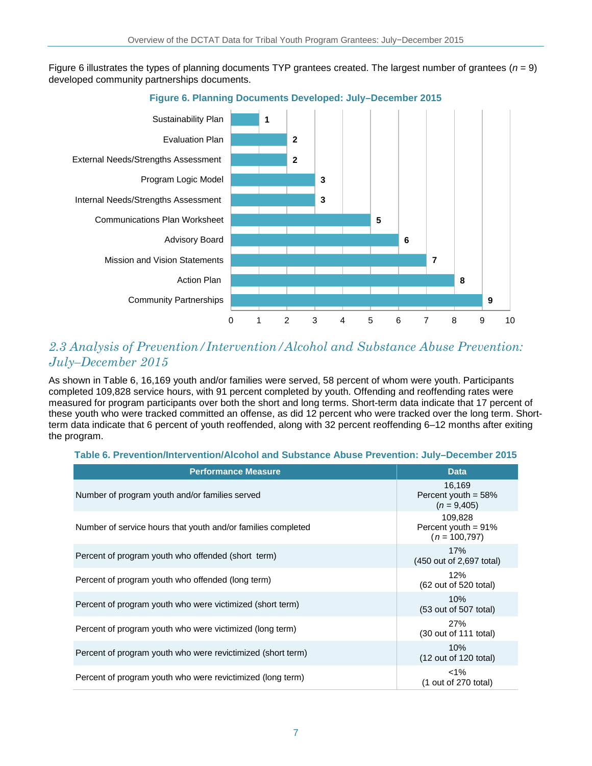Figure 6 illustrates the types of planning documents TYP grantees created. The largest number of grantees ($n$ = 9) developed community partnerships documents.

**Figure 6. Planning Documents Developed: July–December 2015**

| Planning Document | Number |
|---|---|
| Sustainability Plan | 1 |
| Evaluation Plan | 2 |
| External Needs/Strengths Assessment | 2 |
| Program Logic Model | 3 |
| Internal Needs/Strengths Assessment | 3 |
| Communications Plan Worksheet | 5 |
| Advisory Board | 6 |
| Mission and Vision Statements | 7 |
| Action Plan | 8 |
| Community Partnerships | 9 |

## *2.3 Analysis of Prevention/Intervention/Alcohol and Substance Abuse Prevention: July–December 2015*

As shown in Table 6, 16,169 youth and/or families were served, 58 percent of whom were youth. Participants completed 109,828 service hours, with 91 percent completed by youth. Offending and reoffending rates were measured for program participants over both the short and long terms. Short-term data indicate that 17 percent of these youth who were tracked committed an offense, as did 12 percent who were tracked over the long term. Short-term data indicate that 6 percent of youth reoffended, along with 32 percent reoffending 6–12 months after exiting the program.

**Table 6. Prevention/Intervention/Alcohol and Substance Abuse Prevention: July–December 2015**

| Performance Measure | Data |
|---|---|
| Number of program youth and/or families served | 16,169<br>Percent youth = 58%<br>($n$ = 9,405) |
| Number of service hours that youth and/or families completed | 109,828<br>Percent youth = 91%<br>($n$ = 100,797) |
| Percent of program youth who offended (short term) | 17%<br>(450 out of 2,697 total) |
| Percent of program youth who offended (long term) | 12%<br>(62 out of 520 total) |
| Percent of program youth who were victimized (short term) | 10%<br>(53 out of 507 total) |
| Percent of program youth who were victimized (long term) | 27%<br>(30 out of 111 total) |
| Percent of program youth who were revictimized (short term) | 10%<br>(12 out of 120 total) |
| Percent of program youth who were revictimized (long term) | <1%<br>(1 out of 270 total) |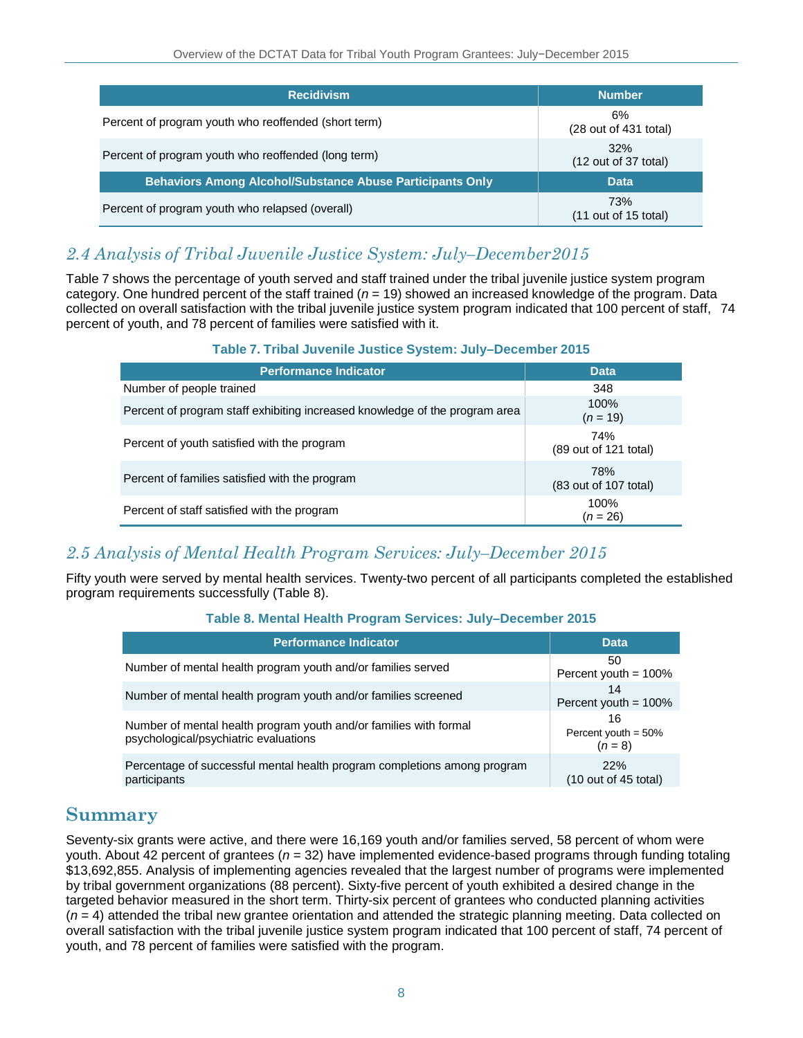| Recidivism | Number |
|---|---|
| Percent of program youth who reoffended (short term) | 6% (28 out of 431 total) |
| Percent of program youth who reoffended (long term) | 32% (12 out of 37 total) |
| **Behaviors Among Alcohol/Substance Abuse Participants Only** | **Data** |
| Percent of program youth who relapsed (overall) | 73% (11 out of 15 total) |

## *2.4 Analysis of Tribal Juvenile Justice System: July–December2015*

Table 7 shows the percentage of youth served and staff trained under the tribal juvenile justice system program category. One hundred percent of the staff trained (*n* = 19) showed an increased knowledge of the program. Data collected on overall satisfaction with the tribal juvenile justice system program indicated that 100 percent of staff, 74 percent of youth, and 78 percent of families were satisfied with it.

**Table 7. Tribal Juvenile Justice System: July–December 2015**

| Performance Indicator | Data |
|---|---|
| Number of people trained | 348 |
| Percent of program staff exhibiting increased knowledge of the program area | 100% (*n* = 19) |
| Percent of youth satisfied with the program | 74% (89 out of 121 total) |
| Percent of families satisfied with the program | 78% (83 out of 107 total) |
| Percent of staff satisfied with the program | 100% (*n* = 26) |

## *2.5 Analysis of Mental Health Program Services: July–December 2015*

Fifty youth were served by mental health services. Twenty-two percent of all participants completed the established program requirements successfully (Table 8).

**Table 8. Mental Health Program Services: July–December 2015**

| Performance Indicator | Data |
|---|---|
| Number of mental health program youth and/or families served | 50 Percent youth = 100% |
| Number of mental health program youth and/or families screened | 14 Percent youth = 100% |
| Number of mental health program youth and/or families with formal psychological/psychiatric evaluations | 16 Percent youth = 50% (*n* = 8) |
| Percentage of successful mental health program completions among program participants | 22% (10 out of 45 total) |

## Summary

Seventy-six grants were active, and there were 16,169 youth and/or families served, 58 percent of whom were youth. About 42 percent of grantees (*n* = 32) have implemented evidence-based programs through funding totaling $13,692,855. Analysis of implementing agencies revealed that the largest number of programs were implemented by tribal government organizations (88 percent). Sixty-five percent of youth exhibited a desired change in the targeted behavior measured in the short term. Thirty-six percent of grantees who conducted planning activities (*n* = 4) attended the tribal new grantee orientation and attended the strategic planning meeting. Data collected on overall satisfaction with the tribal juvenile justice system program indicated that 100 percent of staff, 74 percent of youth, and 78 percent of families were satisfied with the program.